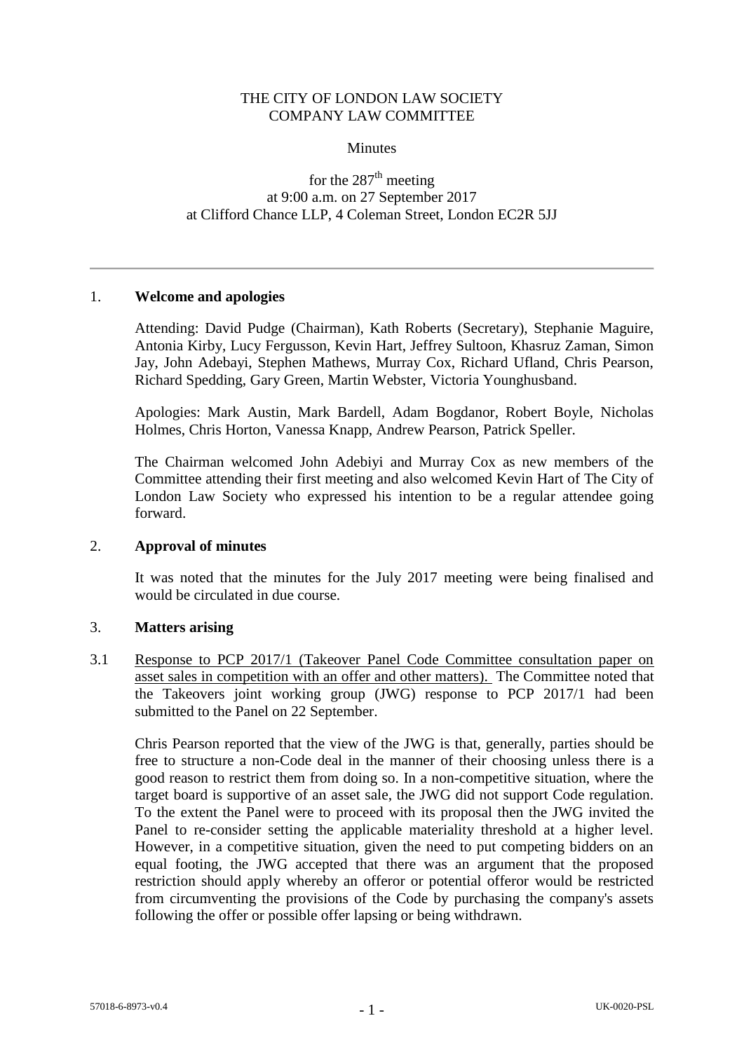# THE CITY OF LONDON LAW SOCIETY
# COMPANY LAW COMMITTEE

Minutes

for the 287th meeting
at 9:00 a.m. on 27 September 2017
at Clifford Chance LLP, 4 Coleman Street, London EC2R 5JJ

---

## 1. Welcome and apologies

Attending: David Pudge (Chairman), Kath Roberts (Secretary), Stephanie Maguire, Antonia Kirby, Lucy Fergusson, Kevin Hart, Jeffrey Sultoon, Khasruz Zaman, Simon Jay, John Adebayi, Stephen Mathews, Murray Cox, Richard Ufland, Chris Pearson, Richard Spedding, Gary Green, Martin Webster, Victoria Younghusband.

Apologies: Mark Austin, Mark Bardell, Adam Bogdanor, Robert Boyle, Nicholas Holmes, Chris Horton, Vanessa Knapp, Andrew Pearson, Patrick Speller.

The Chairman welcomed John Adebiyi and Murray Cox as new members of the Committee attending their first meeting and also welcomed Kevin Hart of The City of London Law Society who expressed his intention to be a regular attendee going forward.

## 2. Approval of minutes

It was noted that the minutes for the July 2017 meeting were being finalised and would be circulated in due course.

## 3. Matters arising

3.1 Response to PCP 2017/1 (Takeover Panel Code Committee consultation paper on asset sales in competition with an offer and other matters). The Committee noted that the Takeovers joint working group (JWG) response to PCP 2017/1 had been submitted to the Panel on 22 September.

Chris Pearson reported that the view of the JWG is that, generally, parties should be free to structure a non-Code deal in the manner of their choosing unless there is a good reason to restrict them from doing so. In a non-competitive situation, where the target board is supportive of an asset sale, the JWG did not support Code regulation. To the extent the Panel were to proceed with its proposal then the JWG invited the Panel to re-consider setting the applicable materiality threshold at a higher level. However, in a competitive situation, given the need to put competing bidders on an equal footing, the JWG accepted that there was an argument that the proposed restriction should apply whereby an offeror or potential offeror would be restricted from circumventing the provisions of the Code by purchasing the company's assets following the offer or possible offer lapsing or being withdrawn.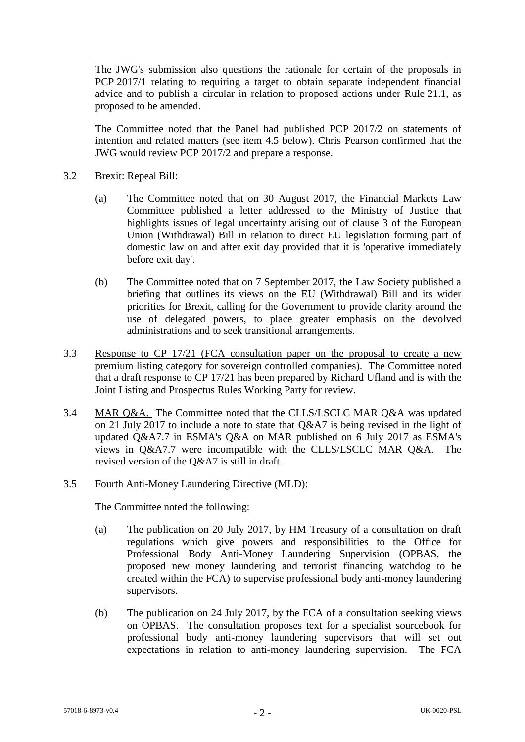The JWG's submission also questions the rationale for certain of the proposals in PCP 2017/1 relating to requiring a target to obtain separate independent financial advice and to publish a circular in relation to proposed actions under Rule 21.1, as proposed to be amended.

The Committee noted that the Panel had published PCP 2017/2 on statements of intention and related matters (see item 4.5 below). Chris Pearson confirmed that the JWG would review PCP 2017/2 and prepare a response.

3.2 Brexit: Repeal Bill:

(a) The Committee noted that on 30 August 2017, the Financial Markets Law Committee published a letter addressed to the Ministry of Justice that highlights issues of legal uncertainty arising out of clause 3 of the European Union (Withdrawal) Bill in relation to direct EU legislation forming part of domestic law on and after exit day provided that it is 'operative immediately before exit day'.

(b) The Committee noted that on 7 September 2017, the Law Society published a briefing that outlines its views on the EU (Withdrawal) Bill and its wider priorities for Brexit, calling for the Government to provide clarity around the use of delegated powers, to place greater emphasis on the devolved administrations and to seek transitional arrangements.

3.3 Response to CP 17/21 (FCA consultation paper on the proposal to create a new premium listing category for sovereign controlled companies). The Committee noted that a draft response to CP 17/21 has been prepared by Richard Ufland and is with the Joint Listing and Prospectus Rules Working Party for review.

3.4 MAR Q&A. The Committee noted that the CLLS/LSCLC MAR Q&A was updated on 21 July 2017 to include a note to state that Q&A7 is being revised in the light of updated Q&A7.7 in ESMA's Q&A on MAR published on 6 July 2017 as ESMA's views in Q&A7.7 were incompatible with the CLLS/LSCLC MAR Q&A. The revised version of the Q&A7 is still in draft.

3.5 Fourth Anti-Money Laundering Directive (MLD):

The Committee noted the following:

(a) The publication on 20 July 2017, by HM Treasury of a consultation on draft regulations which give powers and responsibilities to the Office for Professional Body Anti-Money Laundering Supervision (OPBAS, the proposed new money laundering and terrorist financing watchdog to be created within the FCA) to supervise professional body anti-money laundering supervisors.

(b) The publication on 24 July 2017, by the FCA of a consultation seeking views on OPBAS. The consultation proposes text for a specialist sourcebook for professional body anti-money laundering supervisors that will set out expectations in relation to anti-money laundering supervision. The FCA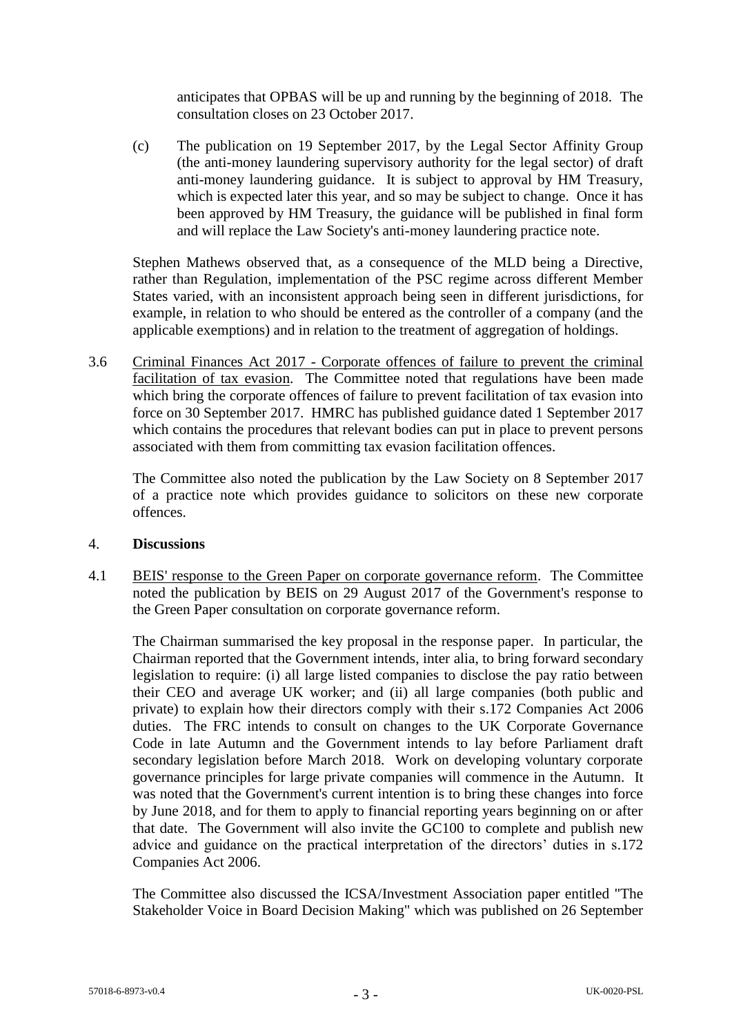anticipates that OPBAS will be up and running by the beginning of 2018. The consultation closes on 23 October 2017.

(c) The publication on 19 September 2017, by the Legal Sector Affinity Group (the anti-money laundering supervisory authority for the legal sector) of draft anti-money laundering guidance. It is subject to approval by HM Treasury, which is expected later this year, and so may be subject to change. Once it has been approved by HM Treasury, the guidance will be published in final form and will replace the Law Society's anti-money laundering practice note.

Stephen Mathews observed that, as a consequence of the MLD being a Directive, rather than Regulation, implementation of the PSC regime across different Member States varied, with an inconsistent approach being seen in different jurisdictions, for example, in relation to who should be entered as the controller of a company (and the applicable exemptions) and in relation to the treatment of aggregation of holdings.

3.6 Criminal Finances Act 2017 - Corporate offences of failure to prevent the criminal facilitation of tax evasion. The Committee noted that regulations have been made which bring the corporate offences of failure to prevent facilitation of tax evasion into force on 30 September 2017. HMRC has published guidance dated 1 September 2017 which contains the procedures that relevant bodies can put in place to prevent persons associated with them from committing tax evasion facilitation offences.

The Committee also noted the publication by the Law Society on 8 September 2017 of a practice note which provides guidance to solicitors on these new corporate offences.

## 4. Discussions

4.1 BEIS' response to the Green Paper on corporate governance reform. The Committee noted the publication by BEIS on 29 August 2017 of the Government's response to the Green Paper consultation on corporate governance reform.

The Chairman summarised the key proposal in the response paper. In particular, the Chairman reported that the Government intends, inter alia, to bring forward secondary legislation to require: (i) all large listed companies to disclose the pay ratio between their CEO and average UK worker; and (ii) all large companies (both public and private) to explain how their directors comply with their s.172 Companies Act 2006 duties. The FRC intends to consult on changes to the UK Corporate Governance Code in late Autumn and the Government intends to lay before Parliament draft secondary legislation before March 2018. Work on developing voluntary corporate governance principles for large private companies will commence in the Autumn. It was noted that the Government's current intention is to bring these changes into force by June 2018, and for them to apply to financial reporting years beginning on or after that date. The Government will also invite the GC100 to complete and publish new advice and guidance on the practical interpretation of the directors' duties in s.172 Companies Act 2006.

The Committee also discussed the ICSA/Investment Association paper entitled "The Stakeholder Voice in Board Decision Making" which was published on 26 September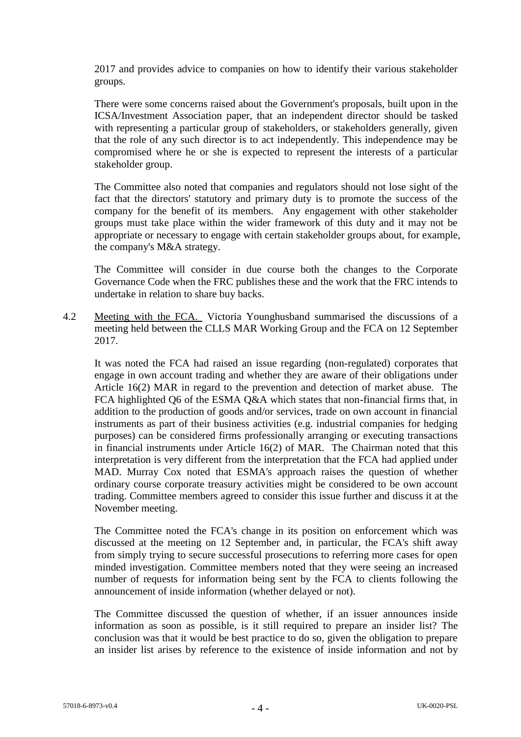2017 and provides advice to companies on how to identify their various stakeholder groups.

There were some concerns raised about the Government's proposals, built upon in the ICSA/Investment Association paper, that an independent director should be tasked with representing a particular group of stakeholders, or stakeholders generally, given that the role of any such director is to act independently. This independence may be compromised where he or she is expected to represent the interests of a particular stakeholder group.

The Committee also noted that companies and regulators should not lose sight of the fact that the directors' statutory and primary duty is to promote the success of the company for the benefit of its members. Any engagement with other stakeholder groups must take place within the wider framework of this duty and it may not be appropriate or necessary to engage with certain stakeholder groups about, for example, the company's M&A strategy.

The Committee will consider in due course both the changes to the Corporate Governance Code when the FRC publishes these and the work that the FRC intends to undertake in relation to share buy backs.

4.2 Meeting with the FCA. Victoria Younghusband summarised the discussions of a meeting held between the CLLS MAR Working Group and the FCA on 12 September 2017.

It was noted the FCA had raised an issue regarding (non-regulated) corporates that engage in own account trading and whether they are aware of their obligations under Article 16(2) MAR in regard to the prevention and detection of market abuse. The FCA highlighted Q6 of the ESMA Q&A which states that non-financial firms that, in addition to the production of goods and/or services, trade on own account in financial instruments as part of their business activities (e.g. industrial companies for hedging purposes) can be considered firms professionally arranging or executing transactions in financial instruments under Article 16(2) of MAR. The Chairman noted that this interpretation is very different from the interpretation that the FCA had applied under MAD. Murray Cox noted that ESMA's approach raises the question of whether ordinary course corporate treasury activities might be considered to be own account trading. Committee members agreed to consider this issue further and discuss it at the November meeting.

The Committee noted the FCA's change in its position on enforcement which was discussed at the meeting on 12 September and, in particular, the FCA's shift away from simply trying to secure successful prosecutions to referring more cases for open minded investigation. Committee members noted that they were seeing an increased number of requests for information being sent by the FCA to clients following the announcement of inside information (whether delayed or not).

The Committee discussed the question of whether, if an issuer announces inside information as soon as possible, is it still required to prepare an insider list? The conclusion was that it would be best practice to do so, given the obligation to prepare an insider list arises by reference to the existence of inside information and not by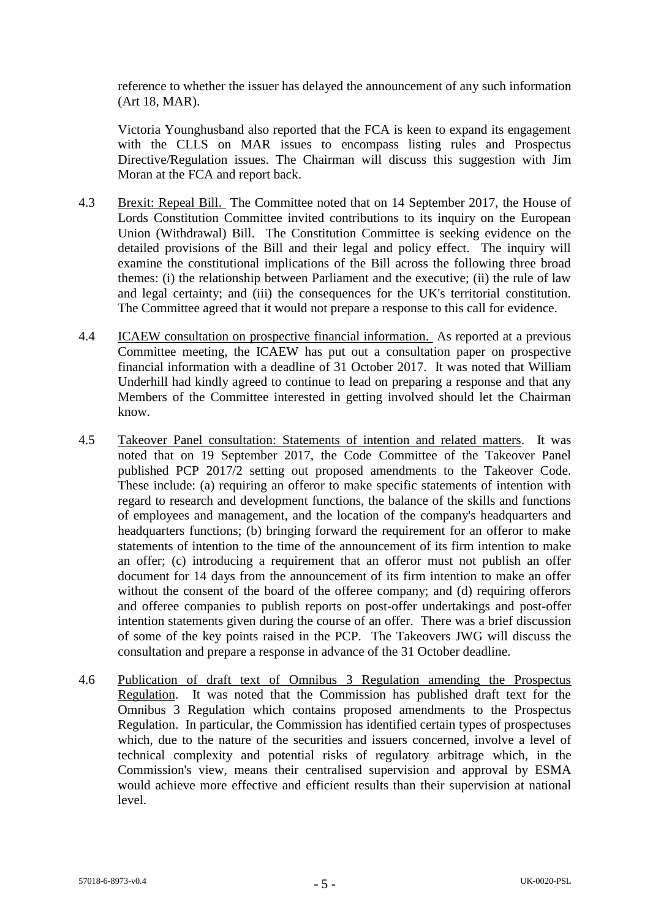reference to whether the issuer has delayed the announcement of any such information (Art 18, MAR).

Victoria Younghusband also reported that the FCA is keen to expand its engagement with the CLLS on MAR issues to encompass listing rules and Prospectus Directive/Regulation issues. The Chairman will discuss this suggestion with Jim Moran at the FCA and report back.

4.3 Brexit: Repeal Bill. The Committee noted that on 14 September 2017, the House of Lords Constitution Committee invited contributions to its inquiry on the European Union (Withdrawal) Bill. The Constitution Committee is seeking evidence on the detailed provisions of the Bill and their legal and policy effect. The inquiry will examine the constitutional implications of the Bill across the following three broad themes: (i) the relationship between Parliament and the executive; (ii) the rule of law and legal certainty; and (iii) the consequences for the UK's territorial constitution. The Committee agreed that it would not prepare a response to this call for evidence.

4.4 ICAEW consultation on prospective financial information. As reported at a previous Committee meeting, the ICAEW has put out a consultation paper on prospective financial information with a deadline of 31 October 2017. It was noted that William Underhill had kindly agreed to continue to lead on preparing a response and that any Members of the Committee interested in getting involved should let the Chairman know.

4.5 Takeover Panel consultation: Statements of intention and related matters. It was noted that on 19 September 2017, the Code Committee of the Takeover Panel published PCP 2017/2 setting out proposed amendments to the Takeover Code. These include: (a) requiring an offeror to make specific statements of intention with regard to research and development functions, the balance of the skills and functions of employees and management, and the location of the company's headquarters and headquarters functions; (b) bringing forward the requirement for an offeror to make statements of intention to the time of the announcement of its firm intention to make an offer; (c) introducing a requirement that an offeror must not publish an offer document for 14 days from the announcement of its firm intention to make an offer without the consent of the board of the offeree company; and (d) requiring offerors and offeree companies to publish reports on post-offer undertakings and post-offer intention statements given during the course of an offer. There was a brief discussion of some of the key points raised in the PCP. The Takeovers JWG will discuss the consultation and prepare a response in advance of the 31 October deadline.

4.6 Publication of draft text of Omnibus 3 Regulation amending the Prospectus Regulation. It was noted that the Commission has published draft text for the Omnibus 3 Regulation which contains proposed amendments to the Prospectus Regulation. In particular, the Commission has identified certain types of prospectuses which, due to the nature of the securities and issuers concerned, involve a level of technical complexity and potential risks of regulatory arbitrage which, in the Commission's view, means their centralised supervision and approval by ESMA would achieve more effective and efficient results than their supervision at national level.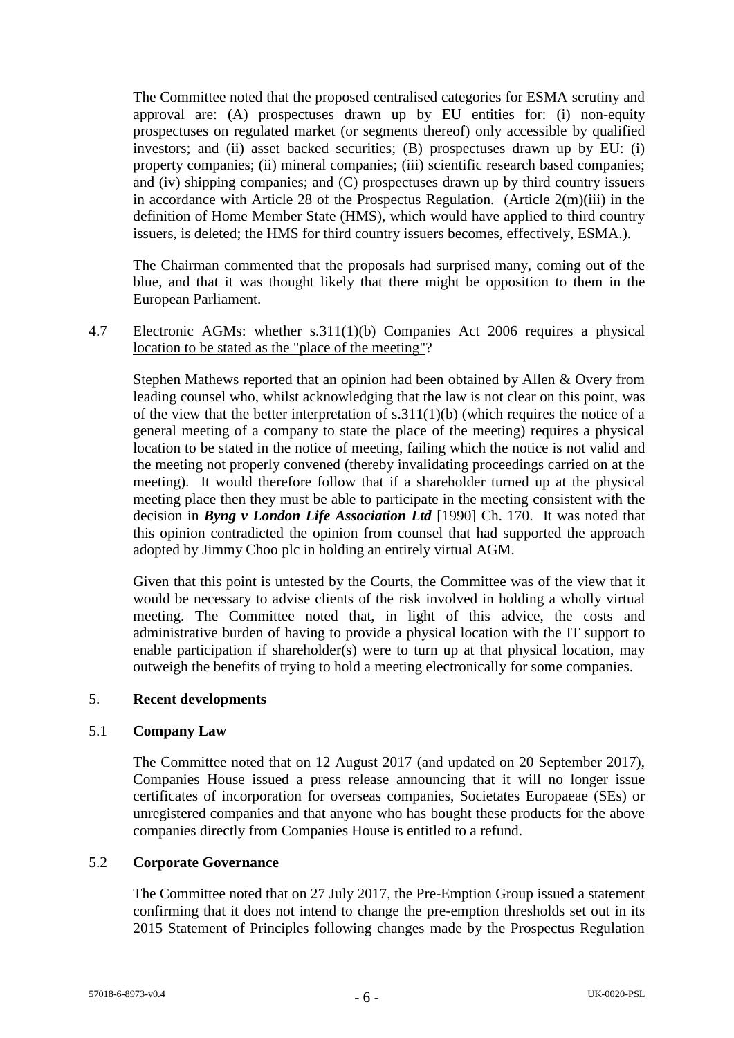The Committee noted that the proposed centralised categories for ESMA scrutiny and approval are: (A) prospectuses drawn up by EU entities for: (i) non-equity prospectuses on regulated market (or segments thereof) only accessible by qualified investors; and (ii) asset backed securities; (B) prospectuses drawn up by EU: (i) property companies; (ii) mineral companies; (iii) scientific research based companies; and (iv) shipping companies; and (C) prospectuses drawn up by third country issuers in accordance with Article 28 of the Prospectus Regulation. (Article 2(m)(iii) in the definition of Home Member State (HMS), which would have applied to third country issuers, is deleted; the HMS for third country issuers becomes, effectively, ESMA.).

The Chairman commented that the proposals had surprised many, coming out of the blue, and that it was thought likely that there might be opposition to them in the European Parliament.

4.7 <u>Electronic AGMs: whether s.311(1)(b) Companies Act 2006 requires a physical location to be stated as the "place of the meeting"</u>?

Stephen Mathews reported that an opinion had been obtained by Allen & Overy from leading counsel who, whilst acknowledging that the law is not clear on this point, was of the view that the better interpretation of s.311(1)(b) (which requires the notice of a general meeting of a company to state the place of the meeting) requires a physical location to be stated in the notice of meeting, failing which the notice is not valid and the meeting not properly convened (thereby invalidating proceedings carried on at the meeting). It would therefore follow that if a shareholder turned up at the physical meeting place then they must be able to participate in the meeting consistent with the decision in ***Byng v London Life Association Ltd*** [1990] Ch. 170. It was noted that this opinion contradicted the opinion from counsel that had supported the approach adopted by Jimmy Choo plc in holding an entirely virtual AGM.

Given that this point is untested by the Courts, the Committee was of the view that it would be necessary to advise clients of the risk involved in holding a wholly virtual meeting. The Committee noted that, in light of this advice, the costs and administrative burden of having to provide a physical location with the IT support to enable participation if shareholder(s) were to turn up at that physical location, may outweigh the benefits of trying to hold a meeting electronically for some companies.

## 5. Recent developments

### 5.1 Company Law

The Committee noted that on 12 August 2017 (and updated on 20 September 2017), Companies House issued a press release announcing that it will no longer issue certificates of incorporation for overseas companies, Societates Europaeae (SEs) or unregistered companies and that anyone who has bought these products for the above companies directly from Companies House is entitled to a refund.

### 5.2 Corporate Governance

The Committee noted that on 27 July 2017, the Pre-Emption Group issued a statement confirming that it does not intend to change the pre-emption thresholds set out in its 2015 Statement of Principles following changes made by the Prospectus Regulation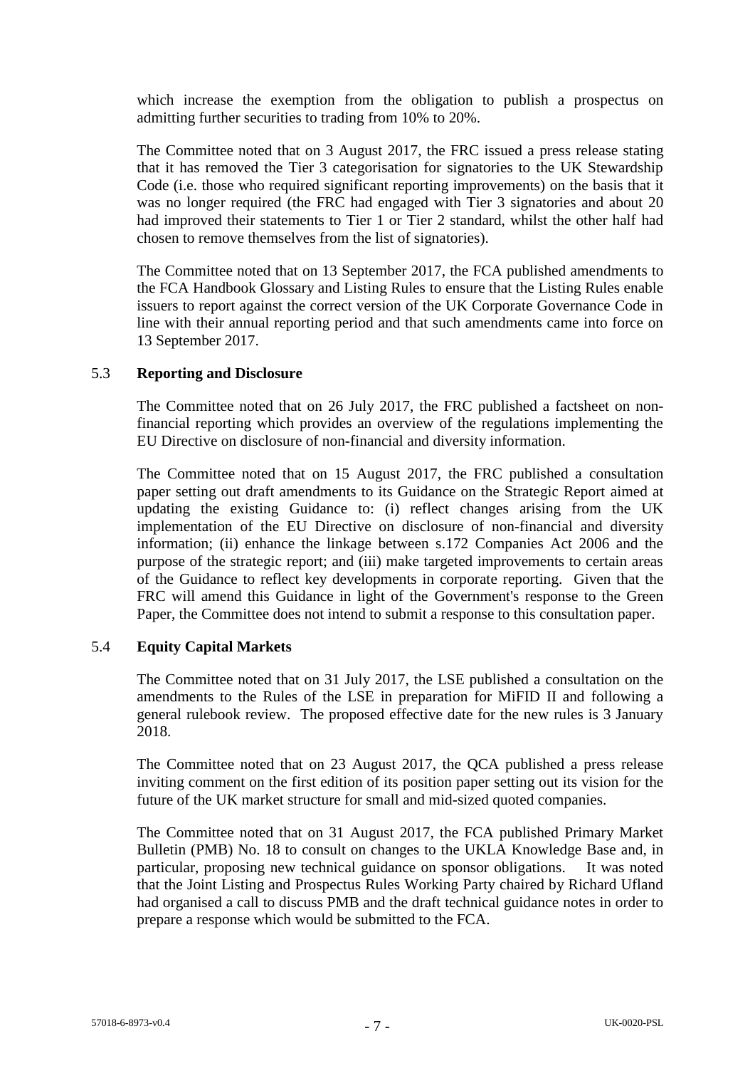which increase the exemption from the obligation to publish a prospectus on admitting further securities to trading from 10% to 20%.

The Committee noted that on 3 August 2017, the FRC issued a press release stating that it has removed the Tier 3 categorisation for signatories to the UK Stewardship Code (i.e. those who required significant reporting improvements) on the basis that it was no longer required (the FRC had engaged with Tier 3 signatories and about 20 had improved their statements to Tier 1 or Tier 2 standard, whilst the other half had chosen to remove themselves from the list of signatories).

The Committee noted that on 13 September 2017, the FCA published amendments to the FCA Handbook Glossary and Listing Rules to ensure that the Listing Rules enable issuers to report against the correct version of the UK Corporate Governance Code in line with their annual reporting period and that such amendments came into force on 13 September 2017.

### 5.3 **Reporting and Disclosure**

The Committee noted that on 26 July 2017, the FRC published a factsheet on non-financial reporting which provides an overview of the regulations implementing the EU Directive on disclosure of non-financial and diversity information.

The Committee noted that on 15 August 2017, the FRC published a consultation paper setting out draft amendments to its Guidance on the Strategic Report aimed at updating the existing Guidance to: (i) reflect changes arising from the UK implementation of the EU Directive on disclosure of non-financial and diversity information; (ii) enhance the linkage between s.172 Companies Act 2006 and the purpose of the strategic report; and (iii) make targeted improvements to certain areas of the Guidance to reflect key developments in corporate reporting. Given that the FRC will amend this Guidance in light of the Government's response to the Green Paper, the Committee does not intend to submit a response to this consultation paper.

### 5.4 **Equity Capital Markets**

The Committee noted that on 31 July 2017, the LSE published a consultation on the amendments to the Rules of the LSE in preparation for MiFID II and following a general rulebook review. The proposed effective date for the new rules is 3 January 2018.

The Committee noted that on 23 August 2017, the QCA published a press release inviting comment on the first edition of its position paper setting out its vision for the future of the UK market structure for small and mid-sized quoted companies.

The Committee noted that on 31 August 2017, the FCA published Primary Market Bulletin (PMB) No. 18 to consult on changes to the UKLA Knowledge Base and, in particular, proposing new technical guidance on sponsor obligations. It was noted that the Joint Listing and Prospectus Rules Working Party chaired by Richard Ufland had organised a call to discuss PMB and the draft technical guidance notes in order to prepare a response which would be submitted to the FCA.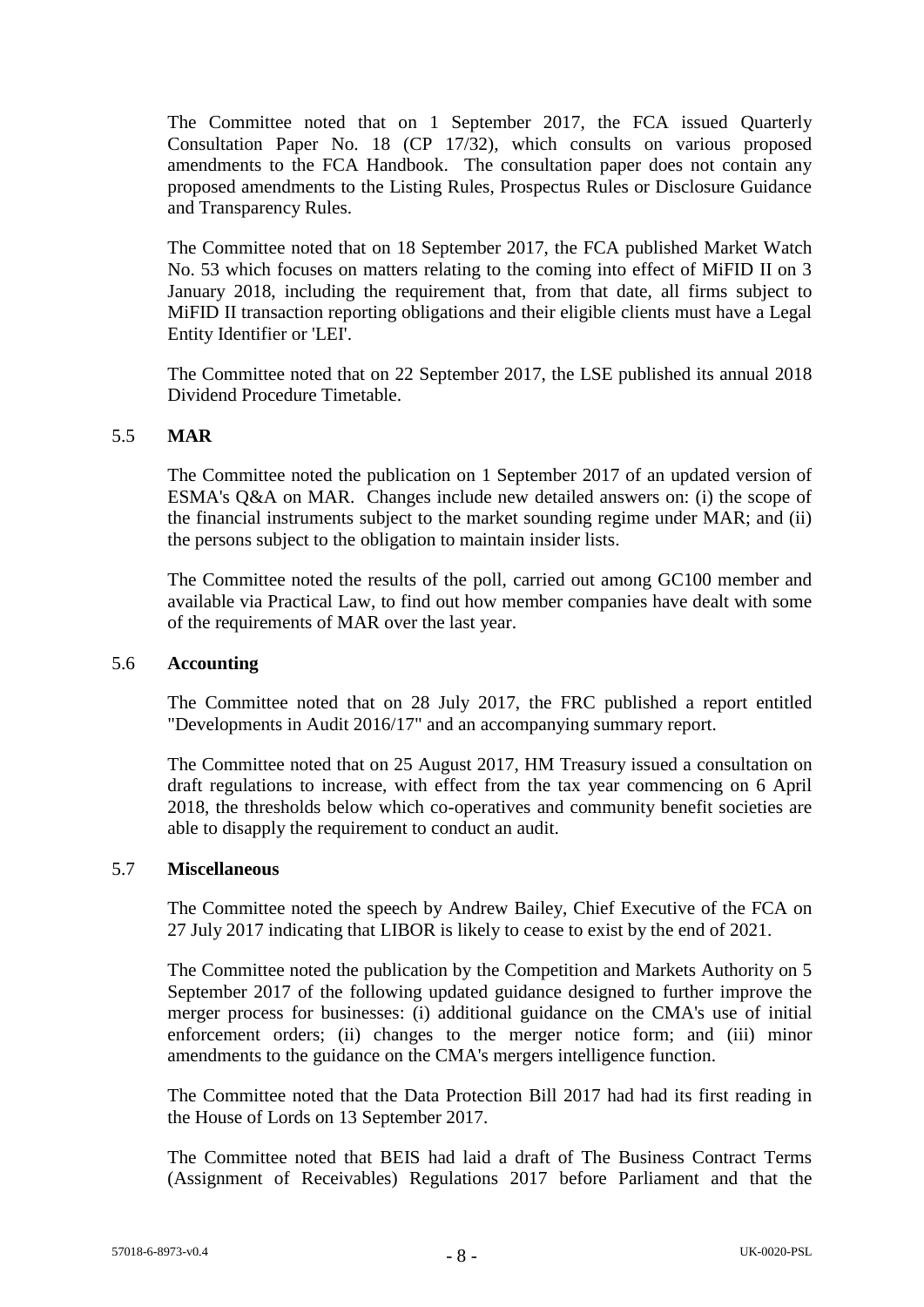The Committee noted that on 1 September 2017, the FCA issued Quarterly Consultation Paper No. 18 (CP 17/32), which consults on various proposed amendments to the FCA Handbook. The consultation paper does not contain any proposed amendments to the Listing Rules, Prospectus Rules or Disclosure Guidance and Transparency Rules.

The Committee noted that on 18 September 2017, the FCA published Market Watch No. 53 which focuses on matters relating to the coming into effect of MiFID II on 3 January 2018, including the requirement that, from that date, all firms subject to MiFID II transaction reporting obligations and their eligible clients must have a Legal Entity Identifier or 'LEI'.

The Committee noted that on 22 September 2017, the LSE published its annual 2018 Dividend Procedure Timetable.

## 5.5 MAR

The Committee noted the publication on 1 September 2017 of an updated version of ESMA's Q&A on MAR. Changes include new detailed answers on: (i) the scope of the financial instruments subject to the market sounding regime under MAR; and (ii) the persons subject to the obligation to maintain insider lists.

The Committee noted the results of the poll, carried out among GC100 member and available via Practical Law, to find out how member companies have dealt with some of the requirements of MAR over the last year.

## 5.6 Accounting

The Committee noted that on 28 July 2017, the FRC published a report entitled "Developments in Audit 2016/17" and an accompanying summary report.

The Committee noted that on 25 August 2017, HM Treasury issued a consultation on draft regulations to increase, with effect from the tax year commencing on 6 April 2018, the thresholds below which co-operatives and community benefit societies are able to disapply the requirement to conduct an audit.

## 5.7 Miscellaneous

The Committee noted the speech by Andrew Bailey, Chief Executive of the FCA on 27 July 2017 indicating that LIBOR is likely to cease to exist by the end of 2021.

The Committee noted the publication by the Competition and Markets Authority on 5 September 2017 of the following updated guidance designed to further improve the merger process for businesses: (i) additional guidance on the CMA's use of initial enforcement orders; (ii) changes to the merger notice form; and (iii) minor amendments to the guidance on the CMA's mergers intelligence function.

The Committee noted that the Data Protection Bill 2017 had had its first reading in the House of Lords on 13 September 2017.

The Committee noted that BEIS had laid a draft of The Business Contract Terms (Assignment of Receivables) Regulations 2017 before Parliament and that the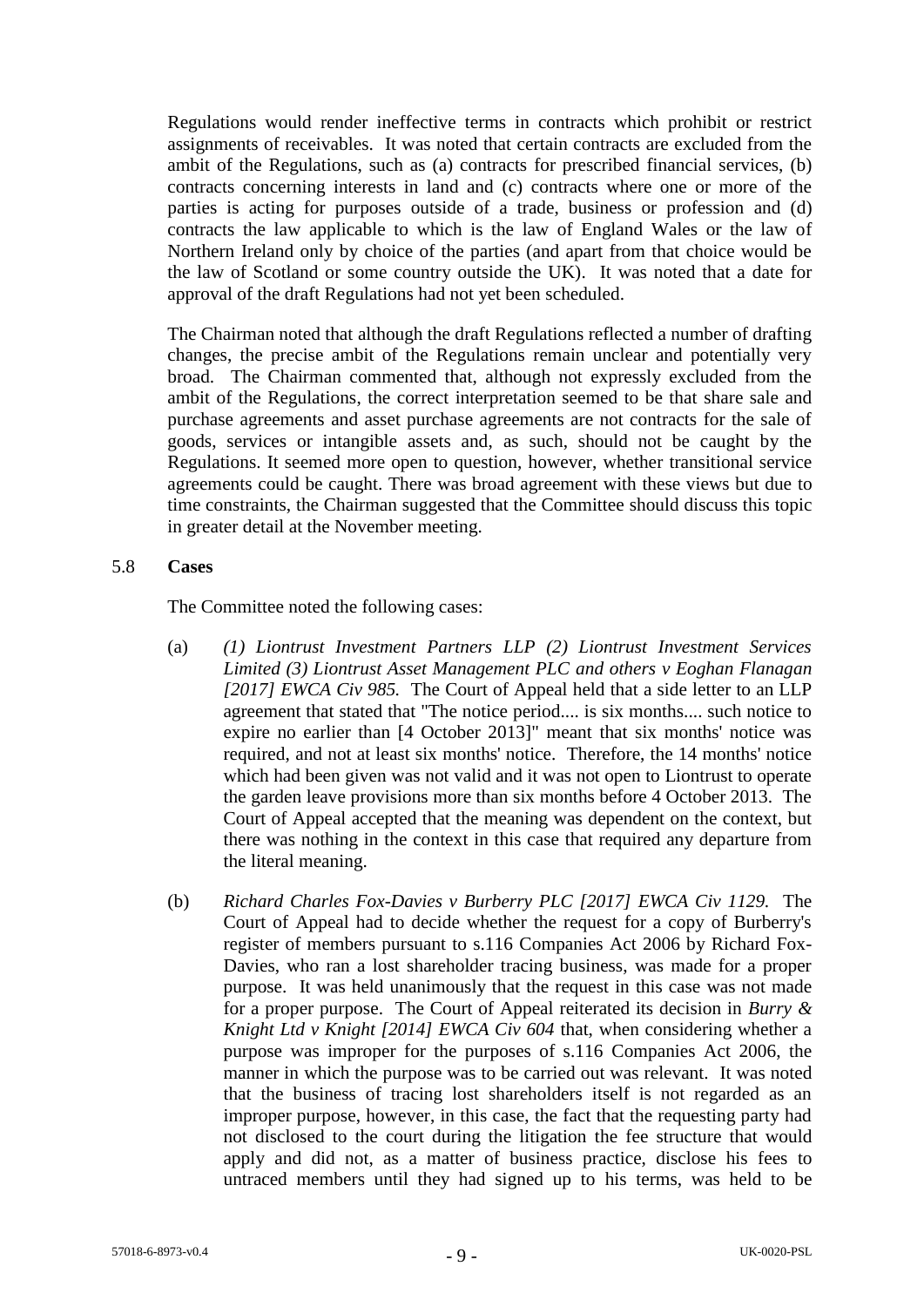Regulations would render ineffective terms in contracts which prohibit or restrict assignments of receivables. It was noted that certain contracts are excluded from the ambit of the Regulations, such as (a) contracts for prescribed financial services, (b) contracts concerning interests in land and (c) contracts where one or more of the parties is acting for purposes outside of a trade, business or profession and (d) contracts the law applicable to which is the law of England Wales or the law of Northern Ireland only by choice of the parties (and apart from that choice would be the law of Scotland or some country outside the UK). It was noted that a date for approval of the draft Regulations had not yet been scheduled.

The Chairman noted that although the draft Regulations reflected a number of drafting changes, the precise ambit of the Regulations remain unclear and potentially very broad. The Chairman commented that, although not expressly excluded from the ambit of the Regulations, the correct interpretation seemed to be that share sale and purchase agreements and asset purchase agreements are not contracts for the sale of goods, services or intangible assets and, as such, should not be caught by the Regulations. It seemed more open to question, however, whether transitional service agreements could be caught. There was broad agreement with these views but due to time constraints, the Chairman suggested that the Committee should discuss this topic in greater detail at the November meeting.

5.8 **Cases**

The Committee noted the following cases:

(a) *(1) Liontrust Investment Partners LLP (2) Liontrust Investment Services Limited (3) Liontrust Asset Management PLC and others v Eoghan Flanagan [2017] EWCA Civ 985.* The Court of Appeal held that a side letter to an LLP agreement that stated that "The notice period.... is six months.... such notice to expire no earlier than [4 October 2013]" meant that six months' notice was required, and not at least six months' notice. Therefore, the 14 months' notice which had been given was not valid and it was not open to Liontrust to operate the garden leave provisions more than six months before 4 October 2013. The Court of Appeal accepted that the meaning was dependent on the context, but there was nothing in the context in this case that required any departure from the literal meaning.

(b) *Richard Charles Fox-Davies v Burberry PLC [2017] EWCA Civ 1129.* The Court of Appeal had to decide whether the request for a copy of Burberry's register of members pursuant to s.116 Companies Act 2006 by Richard Fox-Davies, who ran a lost shareholder tracing business, was made for a proper purpose. It was held unanimously that the request in this case was not made for a proper purpose. The Court of Appeal reiterated its decision in *Burry & Knight Ltd v Knight [2014] EWCA Civ 604* that, when considering whether a purpose was improper for the purposes of s.116 Companies Act 2006, the manner in which the purpose was to be carried out was relevant. It was noted that the business of tracing lost shareholders itself is not regarded as an improper purpose, however, in this case, the fact that the requesting party had not disclosed to the court during the litigation the fee structure that would apply and did not, as a matter of business practice, disclose his fees to untraced members until they had signed up to his terms, was held to be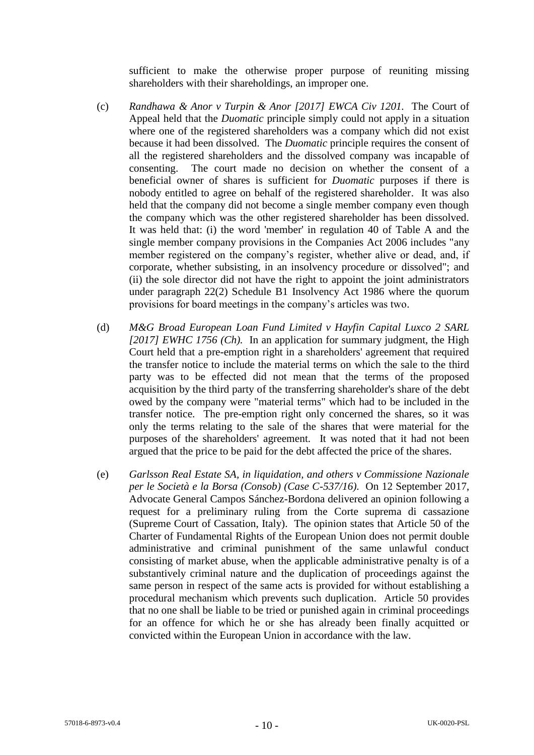sufficient to make the otherwise proper purpose of reuniting missing shareholders with their shareholdings, an improper one.

(c) *Randhawa & Anor v Turpin & Anor [2017] EWCA Civ 1201.* The Court of Appeal held that the *Duomatic* principle simply could not apply in a situation where one of the registered shareholders was a company which did not exist because it had been dissolved. The *Duomatic* principle requires the consent of all the registered shareholders and the dissolved company was incapable of consenting. The court made no decision on whether the consent of a beneficial owner of shares is sufficient for *Duomatic* purposes if there is nobody entitled to agree on behalf of the registered shareholder. It was also held that the company did not become a single member company even though the company which was the other registered shareholder has been dissolved. It was held that: (i) the word 'member' in regulation 40 of Table A and the single member company provisions in the Companies Act 2006 includes "any member registered on the company's register, whether alive or dead, and, if corporate, whether subsisting, in an insolvency procedure or dissolved"; and (ii) the sole director did not have the right to appoint the joint administrators under paragraph 22(2) Schedule B1 Insolvency Act 1986 where the quorum provisions for board meetings in the company's articles was two.

(d) *M&G Broad European Loan Fund Limited v Hayfin Capital Luxco 2 SARL [2017] EWHC 1756 (Ch).* In an application for summary judgment, the High Court held that a pre-emption right in a shareholders' agreement that required the transfer notice to include the material terms on which the sale to the third party was to be effected did not mean that the terms of the proposed acquisition by the third party of the transferring shareholder's share of the debt owed by the company were "material terms" which had to be included in the transfer notice. The pre-emption right only concerned the shares, so it was only the terms relating to the sale of the shares that were material for the purposes of the shareholders' agreement. It was noted that it had not been argued that the price to be paid for the debt affected the price of the shares.

(e) *Garlsson Real Estate SA, in liquidation, and others v Commissione Nazionale per le Società e la Borsa (Consob) (Case C-537/16).* On 12 September 2017, Advocate General Campos Sánchez-Bordona delivered an opinion following a request for a preliminary ruling from the Corte suprema di cassazione (Supreme Court of Cassation, Italy). The opinion states that Article 50 of the Charter of Fundamental Rights of the European Union does not permit double administrative and criminal punishment of the same unlawful conduct consisting of market abuse, when the applicable administrative penalty is of a substantively criminal nature and the duplication of proceedings against the same person in respect of the same acts is provided for without establishing a procedural mechanism which prevents such duplication. Article 50 provides that no one shall be liable to be tried or punished again in criminal proceedings for an offence for which he or she has already been finally acquitted or convicted within the European Union in accordance with the law.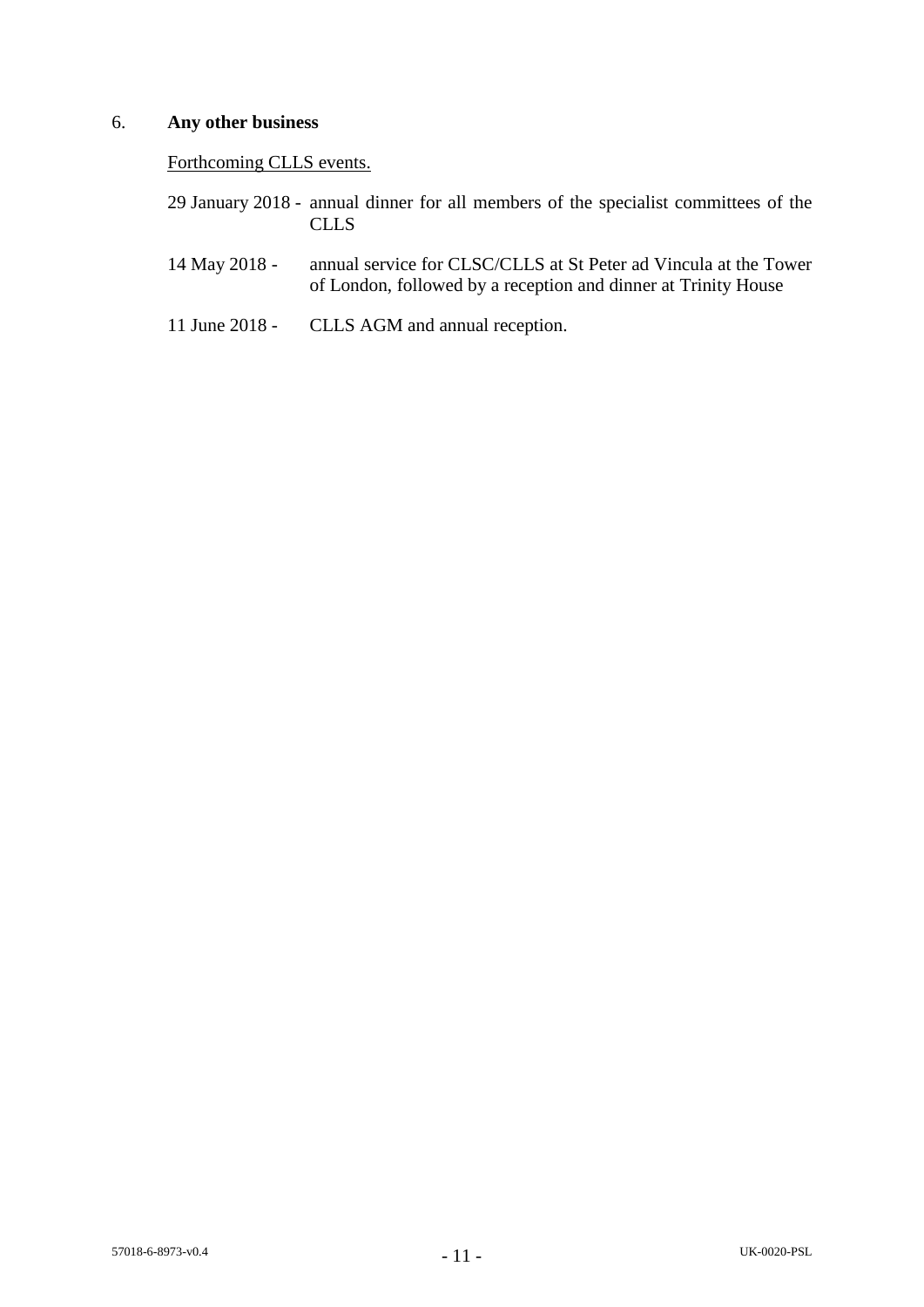## 6. Any other business

Forthcoming CLLS events.

29 January 2018 - annual dinner for all members of the specialist committees of the CLLS

14 May 2018 - annual service for CLSC/CLLS at St Peter ad Vincula at the Tower of London, followed by a reception and dinner at Trinity House

11 June 2018 - CLLS AGM and annual reception.